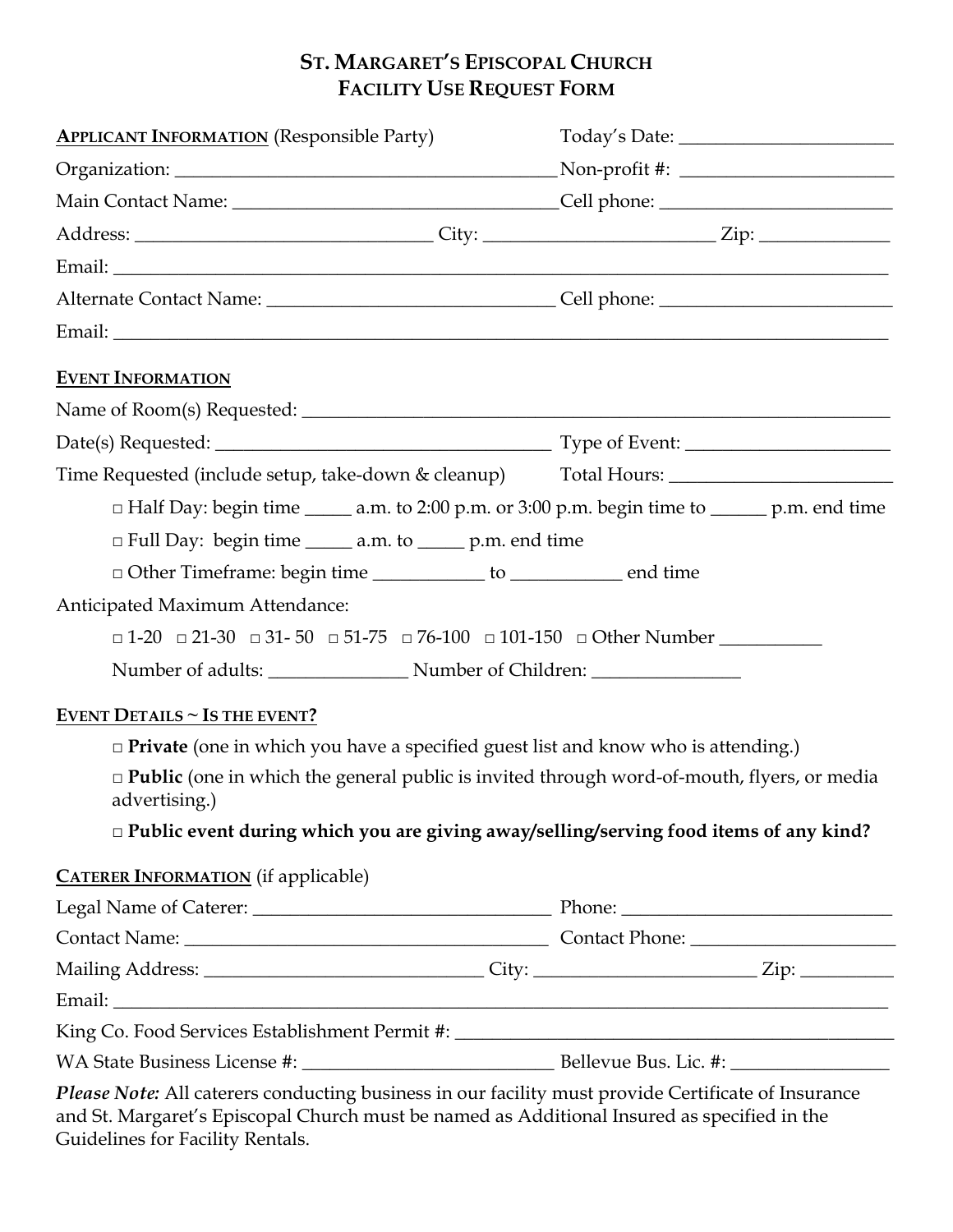# ST. MARGARET'S EPISCOPAL CHURCH
# FACILITY USE REQUEST FORM

**APPLICANT INFORMATION** (Responsible Party) Today's Date: _______________________

Organization: _________________________________________ Non-profit #: _______________________

Main Contact Name: ___________________________________ Cell phone: _________________________

Address: _______________________________ City: ________________________ Zip: ______________

Email: ___________________________________________________________________________________

Alternate Contact Name: ______________________________ Cell phone: _________________________

Email: ___________________________________________________________________________________

**EVENT INFORMATION**

Name of Room(s) Requested: _______________________________________________________________

Date(s) Requested: ___________________________________ Type of Event: ______________________

Time Requested (include setup, take-down & cleanup) Total Hours: _________________________

□ Half Day: begin time _____ a.m. to 2:00 p.m. or 3:00 p.m. begin time to ______ p.m. end time

□ Full Day: begin time _____ a.m. to _____ p.m. end time

□ Other Timeframe: begin time ____________ to ____________ end time

Anticipated Maximum Attendance:

□ 1-20 □ 21-30 □ 31- 50 □ 51-75 □ 76-100 □ 101-150 □ Other Number ___________

Number of adults: _______________ Number of Children: ________________

**EVENT DETAILS ~ IS THE EVENT?**

□ **Private** (one in which you have a specified guest list and know who is attending.)

□ **Public** (one in which the general public is invited through word-of-mouth, flyers, or media advertising.)

□ **Public event during which you are giving away/selling/serving food items of any kind?**

**CATERER INFORMATION** (if applicable)

Legal Name of Caterer: _________________________________ Phone: _____________________________

Contact Name: ________________________________________ Contact Phone: ______________________

Mailing Address: ______________________________ City: _______________________ Zip: __________

Email: ___________________________________________________________________________________

King Co. Food Services Establishment Permit #: ________________________________________________

WA State Business License #: ___________________________ Bellevue Bus. Lic. #: _________________

*Please Note:* All caterers conducting business in our facility must provide Certificate of Insurance and St. Margaret's Episcopal Church must be named as Additional Insured as specified in the Guidelines for Facility Rentals.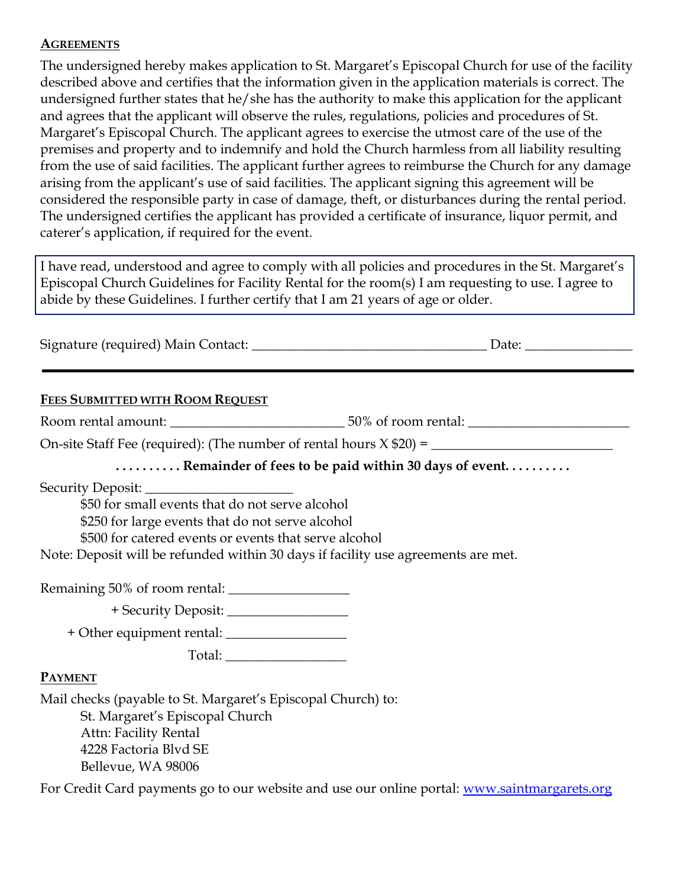## AGREEMENTS

The undersigned hereby makes application to St. Margaret's Episcopal Church for use of the facility described above and certifies that the information given in the application materials is correct. The undersigned further states that he/she has the authority to make this application for the applicant and agrees that the applicant will observe the rules, regulations, policies and procedures of St. Margaret's Episcopal Church. The applicant agrees to exercise the utmost care of the use of the premises and property and to indemnify and hold the Church harmless from all liability resulting from the use of said facilities. The applicant further agrees to reimburse the Church for any damage arising from the applicant's use of said facilities. The applicant signing this agreement will be considered the responsible party in case of damage, theft, or disturbances during the rental period. The undersigned certifies the applicant has provided a certificate of insurance, liquor permit, and caterer's application, if required for the event.

I have read, understood and agree to comply with all policies and procedures in the St. Margaret's Episcopal Church Guidelines for Facility Rental for the room(s) I am requesting to use. I agree to abide by these Guidelines. I further certify that I am 21 years of age or older.

Signature (required) Main Contact: ___________________________________ Date: _______________

---

## FEES SUBMITTED WITH ROOM REQUEST

Room rental amount: _________________________ 50% of room rental: _______________________

On-site Staff Fee (required): (The number of rental hours X $20) = __________________________

**. . . . . . . . . . Remainder of fees to be paid within 30 days of event. . . . . . . . . .**

Security Deposit: _____________________

$50 for small events that do not serve alcohol
$250 for large events that do not serve alcohol
$500 for catered events or events that serve alcohol

Note: Deposit will be refunded within 30 days if facility use agreements are met.

Remaining 50% of room rental: _________________

+ Security Deposit: _________________

+ Other equipment rental: _________________

Total: _________________

## PAYMENT

Mail checks (payable to St. Margaret's Episcopal Church) to:

St. Margaret's Episcopal Church
Attn: Facility Rental
4228 Factoria Blvd SE
Bellevue, WA 98006

For Credit Card payments go to our website and use our online portal: [www.saintmargarets.org](http://www.saintmargarets.org)